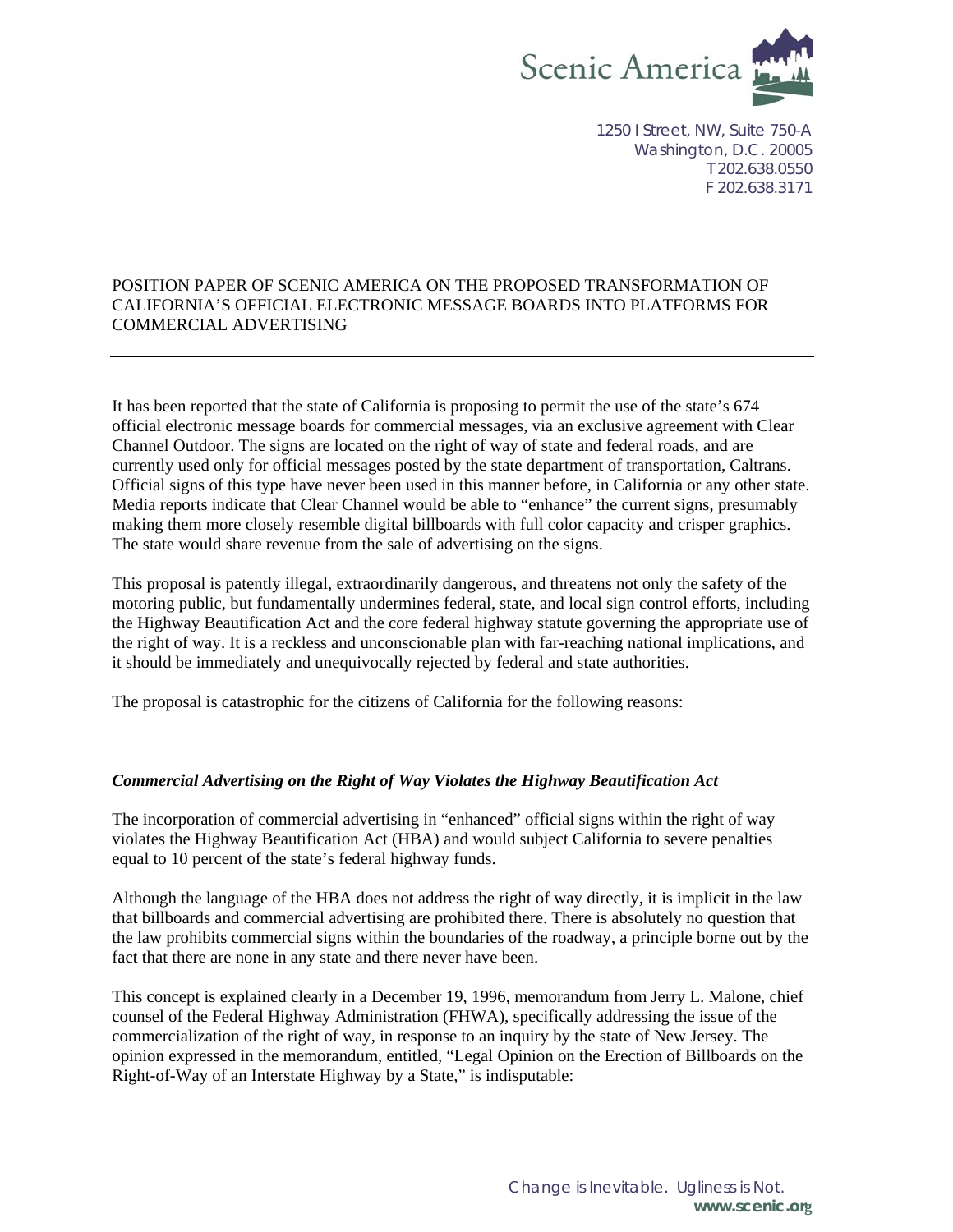Scenic America

1250 I Street, NW, Suite 750-A
Washington, D.C. 20005
T 202.638.0550
F 202.638.3171

POSITION PAPER OF SCENIC AMERICA ON THE PROPOSED TRANSFORMATION OF CALIFORNIA'S OFFICIAL ELECTRONIC MESSAGE BOARDS INTO PLATFORMS FOR COMMERCIAL ADVERTISING

---

It has been reported that the state of California is proposing to permit the use of the state's 674 official electronic message boards for commercial messages, via an exclusive agreement with Clear Channel Outdoor. The signs are located on the right of way of state and federal roads, and are currently used only for official messages posted by the state department of transportation, Caltrans. Official signs of this type have never been used in this manner before, in California or any other state. Media reports indicate that Clear Channel would be able to "enhance" the current signs, presumably making them more closely resemble digital billboards with full color capacity and crisper graphics. The state would share revenue from the sale of advertising on the signs.

This proposal is patently illegal, extraordinarily dangerous, and threatens not only the safety of the motoring public, but fundamentally undermines federal, state, and local sign control efforts, including the Highway Beautification Act and the core federal highway statute governing the appropriate use of the right of way. It is a reckless and unconscionable plan with far-reaching national implications, and it should be immediately and unequivocally rejected by federal and state authorities.

The proposal is catastrophic for the citizens of California for the following reasons:

***Commercial Advertising on the Right of Way Violates the Highway Beautification Act***

The incorporation of commercial advertising in "enhanced" official signs within the right of way violates the Highway Beautification Act (HBA) and would subject California to severe penalties equal to 10 percent of the state's federal highway funds.

Although the language of the HBA does not address the right of way directly, it is implicit in the law that billboards and commercial advertising are prohibited there. There is absolutely no question that the law prohibits commercial signs within the boundaries of the roadway, a principle borne out by the fact that there are none in any state and there never have been.

This concept is explained clearly in a December 19, 1996, memorandum from Jerry L. Malone, chief counsel of the Federal Highway Administration (FHWA), specifically addressing the issue of the commercialization of the right of way, in response to an inquiry by the state of New Jersey. The opinion expressed in the memorandum, entitled, "Legal Opinion on the Erection of Billboards on the Right-of-Way of an Interstate Highway by a State," is indisputable: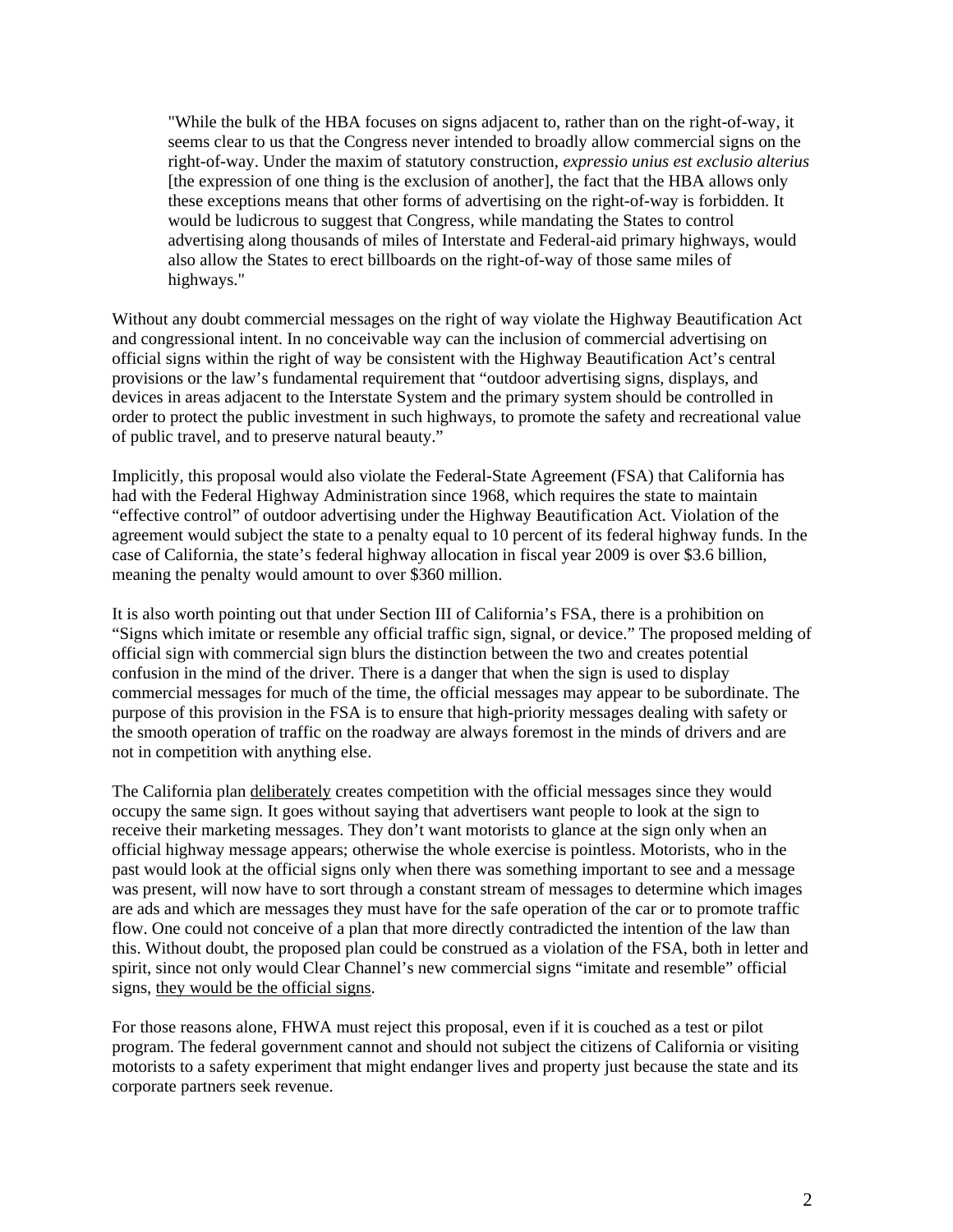> "While the bulk of the HBA focuses on signs adjacent to, rather than on the right-of-way, it seems clear to us that the Congress never intended to broadly allow commercial signs on the right-of-way. Under the maxim of statutory construction, *expressio unius est exclusio alterius* [the expression of one thing is the exclusion of another], the fact that the HBA allows only these exceptions means that other forms of advertising on the right-of-way is forbidden. It would be ludicrous to suggest that Congress, while mandating the States to control advertising along thousands of miles of Interstate and Federal-aid primary highways, would also allow the States to erect billboards on the right-of-way of those same miles of highways."

Without any doubt commercial messages on the right of way violate the Highway Beautification Act and congressional intent. In no conceivable way can the inclusion of commercial advertising on official signs within the right of way be consistent with the Highway Beautification Act's central provisions or the law's fundamental requirement that "outdoor advertising signs, displays, and devices in areas adjacent to the Interstate System and the primary system should be controlled in order to protect the public investment in such highways, to promote the safety and recreational value of public travel, and to preserve natural beauty."

Implicitly, this proposal would also violate the Federal-State Agreement (FSA) that California has had with the Federal Highway Administration since 1968, which requires the state to maintain "effective control" of outdoor advertising under the Highway Beautification Act. Violation of the agreement would subject the state to a penalty equal to 10 percent of its federal highway funds. In the case of California, the state's federal highway allocation in fiscal year 2009 is over $3.6 billion, meaning the penalty would amount to over $360 million.

It is also worth pointing out that under Section III of California's FSA, there is a prohibition on "Signs which imitate or resemble any official traffic sign, signal, or device." The proposed melding of official sign with commercial sign blurs the distinction between the two and creates potential confusion in the mind of the driver. There is a danger that when the sign is used to display commercial messages for much of the time, the official messages may appear to be subordinate. The purpose of this provision in the FSA is to ensure that high-priority messages dealing with safety or the smooth operation of traffic on the roadway are always foremost in the minds of drivers and are not in competition with anything else.

The California plan <u>deliberately</u> creates competition with the official messages since they would occupy the same sign. It goes without saying that advertisers want people to look at the sign to receive their marketing messages. They don't want motorists to glance at the sign only when an official highway message appears; otherwise the whole exercise is pointless. Motorists, who in the past would look at the official signs only when there was something important to see and a message was present, will now have to sort through a constant stream of messages to determine which images are ads and which are messages they must have for the safe operation of the car or to promote traffic flow. One could not conceive of a plan that more directly contradicted the intention of the law than this. Without doubt, the proposed plan could be construed as a violation of the FSA, both in letter and spirit, since not only would Clear Channel's new commercial signs "imitate and resemble" official signs, <u>they would be the official signs</u>.

For those reasons alone, FHWA must reject this proposal, even if it is couched as a test or pilot program. The federal government cannot and should not subject the citizens of California or visiting motorists to a safety experiment that might endanger lives and property just because the state and its corporate partners seek revenue.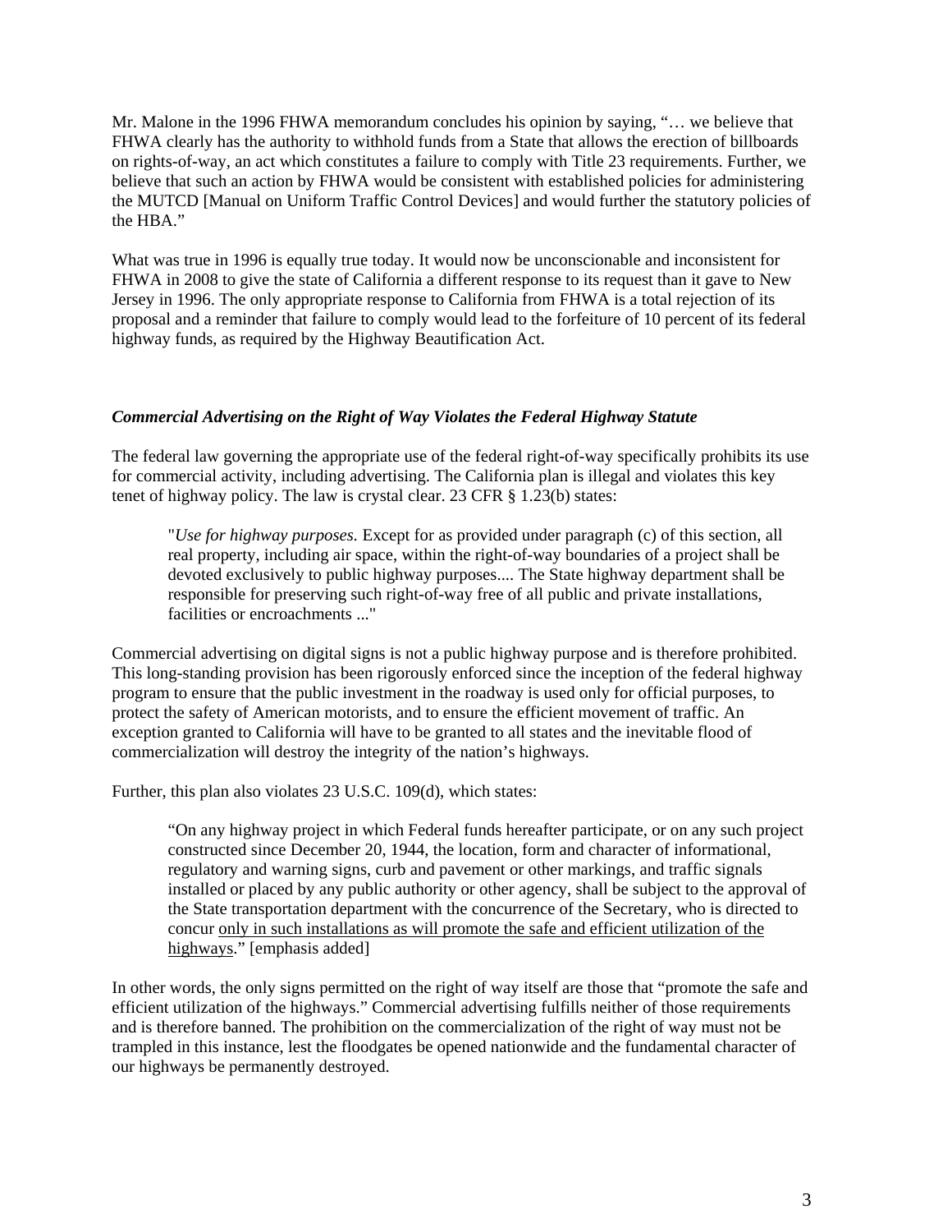Mr. Malone in the 1996 FHWA memorandum concludes his opinion by saying, "… we believe that FHWA clearly has the authority to withhold funds from a State that allows the erection of billboards on rights-of-way, an act which constitutes a failure to comply with Title 23 requirements. Further, we believe that such an action by FHWA would be consistent with established policies for administering the MUTCD [Manual on Uniform Traffic Control Devices] and would further the statutory policies of the HBA."

What was true in 1996 is equally true today. It would now be unconscionable and inconsistent for FHWA in 2008 to give the state of California a different response to its request than it gave to New Jersey in 1996. The only appropriate response to California from FHWA is a total rejection of its proposal and a reminder that failure to comply would lead to the forfeiture of 10 percent of its federal highway funds, as required by the Highway Beautification Act.

### *Commercial Advertising on the Right of Way Violates the Federal Highway Statute*

The federal law governing the appropriate use of the federal right-of-way specifically prohibits its use for commercial activity, including advertising. The California plan is illegal and violates this key tenet of highway policy. The law is crystal clear. 23 CFR § 1.23(b) states:

> "*Use for highway purposes.* Except for as provided under paragraph (c) of this section, all real property, including air space, within the right-of-way boundaries of a project shall be devoted exclusively to public highway purposes.... The State highway department shall be responsible for preserving such right-of-way free of all public and private installations, facilities or encroachments ..."

Commercial advertising on digital signs is not a public highway purpose and is therefore prohibited. This long-standing provision has been rigorously enforced since the inception of the federal highway program to ensure that the public investment in the roadway is used only for official purposes, to protect the safety of American motorists, and to ensure the efficient movement of traffic. An exception granted to California will have to be granted to all states and the inevitable flood of commercialization will destroy the integrity of the nation's highways.

Further, this plan also violates 23 U.S.C. 109(d), which states:

> "On any highway project in which Federal funds hereafter participate, or on any such project constructed since December 20, 1944, the location, form and character of informational, regulatory and warning signs, curb and pavement or other markings, and traffic signals installed or placed by any public authority or other agency, shall be subject to the approval of the State transportation department with the concurrence of the Secretary, who is directed to concur <u>only in such installations as will promote the safe and efficient utilization of the highways</u>." [emphasis added]

In other words, the only signs permitted on the right of way itself are those that "promote the safe and efficient utilization of the highways." Commercial advertising fulfills neither of those requirements and is therefore banned. The prohibition on the commercialization of the right of way must not be trampled in this instance, lest the floodgates be opened nationwide and the fundamental character of our highways be permanently destroyed.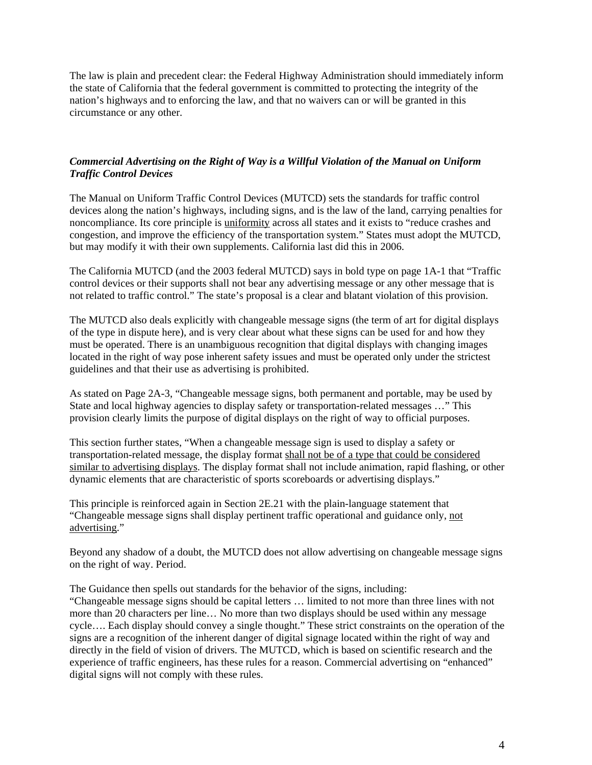The law is plain and precedent clear: the Federal Highway Administration should immediately inform the state of California that the federal government is committed to protecting the integrity of the nation's highways and to enforcing the law, and that no waivers can or will be granted in this circumstance or any other.

***Commercial Advertising on the Right of Way is a Willful Violation of the Manual on Uniform Traffic Control Devices***

The Manual on Uniform Traffic Control Devices (MUTCD) sets the standards for traffic control devices along the nation's highways, including signs, and is the law of the land, carrying penalties for noncompliance. Its core principle is <u>uniformity</u> across all states and it exists to "reduce crashes and congestion, and improve the efficiency of the transportation system." States must adopt the MUTCD, but may modify it with their own supplements. California last did this in 2006.

The California MUTCD (and the 2003 federal MUTCD) says in bold type on page 1A-1 that "Traffic control devices or their supports shall not bear any advertising message or any other message that is not related to traffic control." The state's proposal is a clear and blatant violation of this provision.

The MUTCD also deals explicitly with changeable message signs (the term of art for digital displays of the type in dispute here), and is very clear about what these signs can be used for and how they must be operated. There is an unambiguous recognition that digital displays with changing images located in the right of way pose inherent safety issues and must be operated only under the strictest guidelines and that their use as advertising is prohibited.

As stated on Page 2A-3, "Changeable message signs, both permanent and portable, may be used by State and local highway agencies to display safety or transportation-related messages …" This provision clearly limits the purpose of digital displays on the right of way to official purposes.

This section further states, "When a changeable message sign is used to display a safety or transportation-related message, the display format <u>shall not be of a type that could be considered similar to advertising displays</u>. The display format shall not include animation, rapid flashing, or other dynamic elements that are characteristic of sports scoreboards or advertising displays."

This principle is reinforced again in Section 2E.21 with the plain-language statement that "Changeable message signs shall display pertinent traffic operational and guidance only, <u>not advertising</u>."

Beyond any shadow of a doubt, the MUTCD does not allow advertising on changeable message signs on the right of way. Period.

The Guidance then spells out standards for the behavior of the signs, including:
"Changeable message signs should be capital letters … limited to not more than three lines with not more than 20 characters per line… No more than two displays should be used within any message cycle…. Each display should convey a single thought." These strict constraints on the operation of the signs are a recognition of the inherent danger of digital signage located within the right of way and directly in the field of vision of drivers. The MUTCD, which is based on scientific research and the experience of traffic engineers, has these rules for a reason. Commercial advertising on "enhanced" digital signs will not comply with these rules.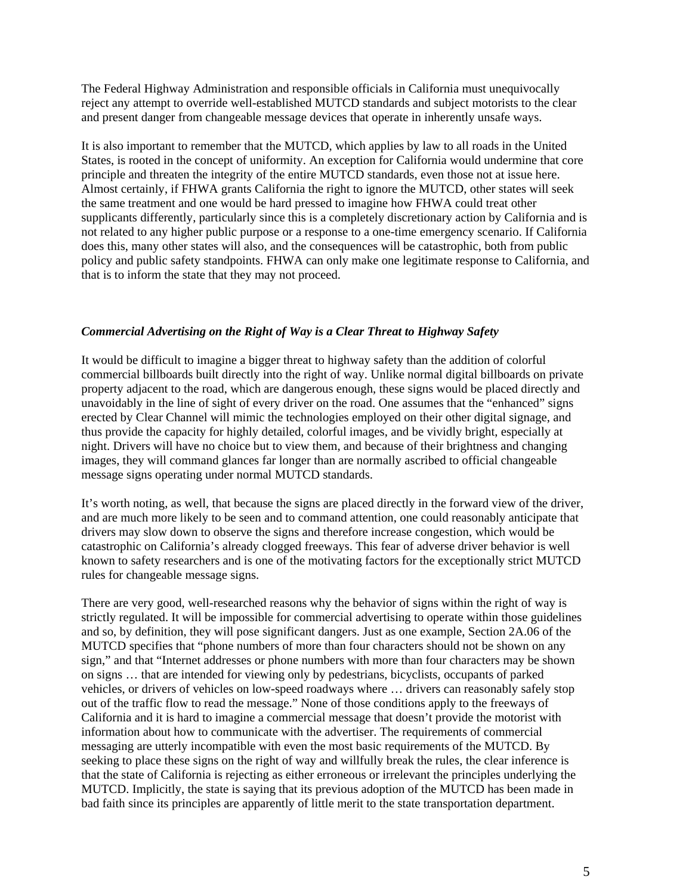The Federal Highway Administration and responsible officials in California must unequivocally reject any attempt to override well-established MUTCD standards and subject motorists to the clear and present danger from changeable message devices that operate in inherently unsafe ways.

It is also important to remember that the MUTCD, which applies by law to all roads in the United States, is rooted in the concept of uniformity. An exception for California would undermine that core principle and threaten the integrity of the entire MUTCD standards, even those not at issue here. Almost certainly, if FHWA grants California the right to ignore the MUTCD, other states will seek the same treatment and one would be hard pressed to imagine how FHWA could treat other supplicants differently, particularly since this is a completely discretionary action by California and is not related to any higher public purpose or a response to a one-time emergency scenario. If California does this, many other states will also, and the consequences will be catastrophic, both from public policy and public safety standpoints. FHWA can only make one legitimate response to California, and that is to inform the state that they may not proceed.

### *Commercial Advertising on the Right of Way is a Clear Threat to Highway Safety*

It would be difficult to imagine a bigger threat to highway safety than the addition of colorful commercial billboards built directly into the right of way. Unlike normal digital billboards on private property adjacent to the road, which are dangerous enough, these signs would be placed directly and unavoidably in the line of sight of every driver on the road. One assumes that the "enhanced" signs erected by Clear Channel will mimic the technologies employed on their other digital signage, and thus provide the capacity for highly detailed, colorful images, and be vividly bright, especially at night. Drivers will have no choice but to view them, and because of their brightness and changing images, they will command glances far longer than are normally ascribed to official changeable message signs operating under normal MUTCD standards.

It's worth noting, as well, that because the signs are placed directly in the forward view of the driver, and are much more likely to be seen and to command attention, one could reasonably anticipate that drivers may slow down to observe the signs and therefore increase congestion, which would be catastrophic on California's already clogged freeways. This fear of adverse driver behavior is well known to safety researchers and is one of the motivating factors for the exceptionally strict MUTCD rules for changeable message signs.

There are very good, well-researched reasons why the behavior of signs within the right of way is strictly regulated. It will be impossible for commercial advertising to operate within those guidelines and so, by definition, they will pose significant dangers. Just as one example, Section 2A.06 of the MUTCD specifies that "phone numbers of more than four characters should not be shown on any sign," and that "Internet addresses or phone numbers with more than four characters may be shown on signs … that are intended for viewing only by pedestrians, bicyclists, occupants of parked vehicles, or drivers of vehicles on low-speed roadways where … drivers can reasonably safely stop out of the traffic flow to read the message." None of those conditions apply to the freeways of California and it is hard to imagine a commercial message that doesn't provide the motorist with information about how to communicate with the advertiser. The requirements of commercial messaging are utterly incompatible with even the most basic requirements of the MUTCD. By seeking to place these signs on the right of way and willfully break the rules, the clear inference is that the state of California is rejecting as either erroneous or irrelevant the principles underlying the MUTCD. Implicitly, the state is saying that its previous adoption of the MUTCD has been made in bad faith since its principles are apparently of little merit to the state transportation department.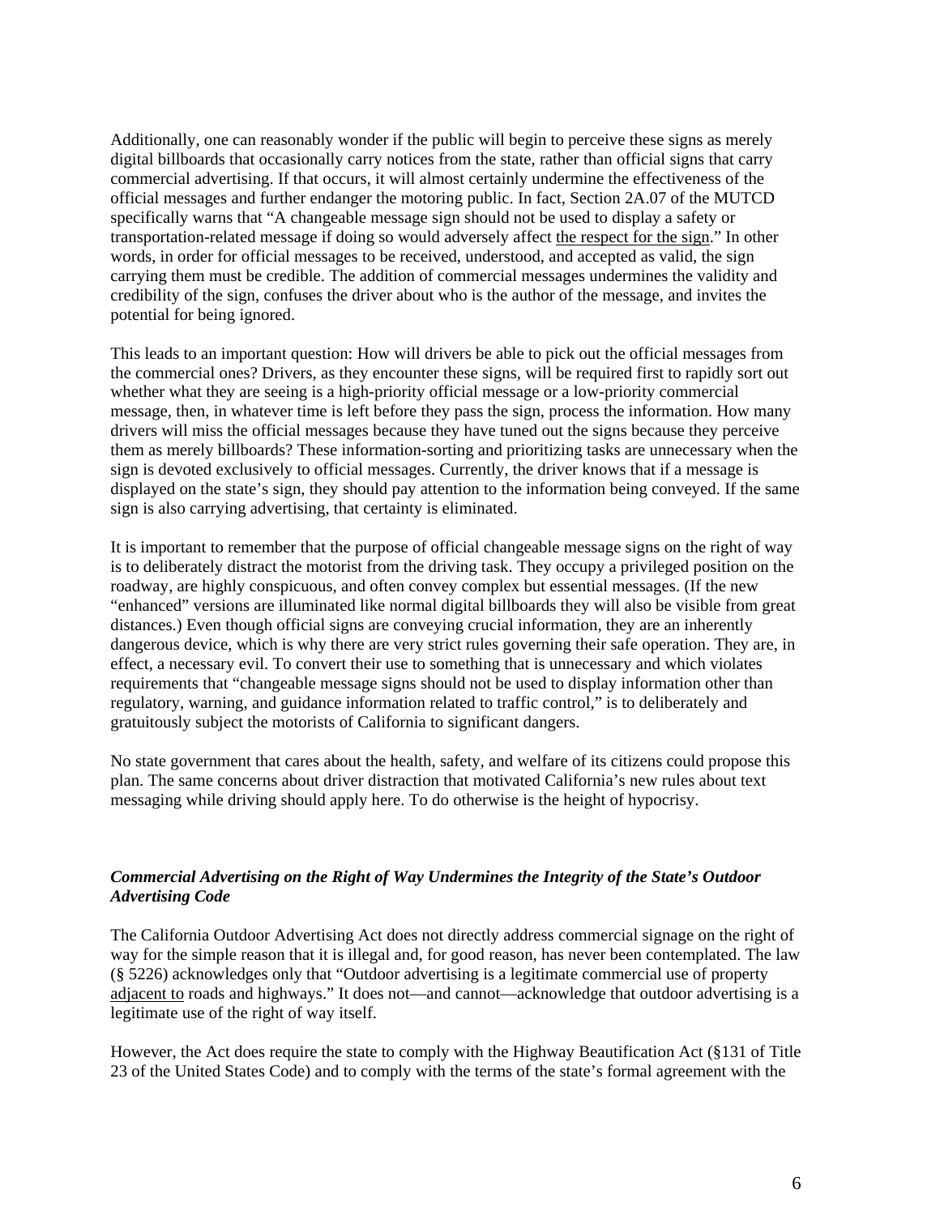Additionally, one can reasonably wonder if the public will begin to perceive these signs as merely digital billboards that occasionally carry notices from the state, rather than official signs that carry commercial advertising. If that occurs, it will almost certainly undermine the effectiveness of the official messages and further endanger the motoring public. In fact, Section 2A.07 of the MUTCD specifically warns that "A changeable message sign should not be used to display a safety or transportation-related message if doing so would adversely affect <u>the respect for the sign</u>." In other words, in order for official messages to be received, understood, and accepted as valid, the sign carrying them must be credible. The addition of commercial messages undermines the validity and credibility of the sign, confuses the driver about who is the author of the message, and invites the potential for being ignored.

This leads to an important question: How will drivers be able to pick out the official messages from the commercial ones? Drivers, as they encounter these signs, will be required first to rapidly sort out whether what they are seeing is a high-priority official message or a low-priority commercial message, then, in whatever time is left before they pass the sign, process the information. How many drivers will miss the official messages because they have tuned out the signs because they perceive them as merely billboards? These information-sorting and prioritizing tasks are unnecessary when the sign is devoted exclusively to official messages. Currently, the driver knows that if a message is displayed on the state's sign, they should pay attention to the information being conveyed. If the same sign is also carrying advertising, that certainty is eliminated.

It is important to remember that the purpose of official changeable message signs on the right of way is to deliberately distract the motorist from the driving task. They occupy a privileged position on the roadway, are highly conspicuous, and often convey complex but essential messages. (If the new "enhanced" versions are illuminated like normal digital billboards they will also be visible from great distances.) Even though official signs are conveying crucial information, they are an inherently dangerous device, which is why there are very strict rules governing their safe operation. They are, in effect, a necessary evil. To convert their use to something that is unnecessary and which violates requirements that "changeable message signs should not be used to display information other than regulatory, warning, and guidance information related to traffic control," is to deliberately and gratuitously subject the motorists of California to significant dangers.

No state government that cares about the health, safety, and welfare of its citizens could propose this plan. The same concerns about driver distraction that motivated California's new rules about text messaging while driving should apply here. To do otherwise is the height of hypocrisy.

***Commercial Advertising on the Right of Way Undermines the Integrity of the State's Outdoor Advertising Code***

The California Outdoor Advertising Act does not directly address commercial signage on the right of way for the simple reason that it is illegal and, for good reason, has never been contemplated. The law (§ 5226) acknowledges only that "Outdoor advertising is a legitimate commercial use of property <u>adjacent to</u> roads and highways." It does not—and cannot—acknowledge that outdoor advertising is a legitimate use of the right of way itself.

However, the Act does require the state to comply with the Highway Beautification Act (§131 of Title 23 of the United States Code) and to comply with the terms of the state's formal agreement with the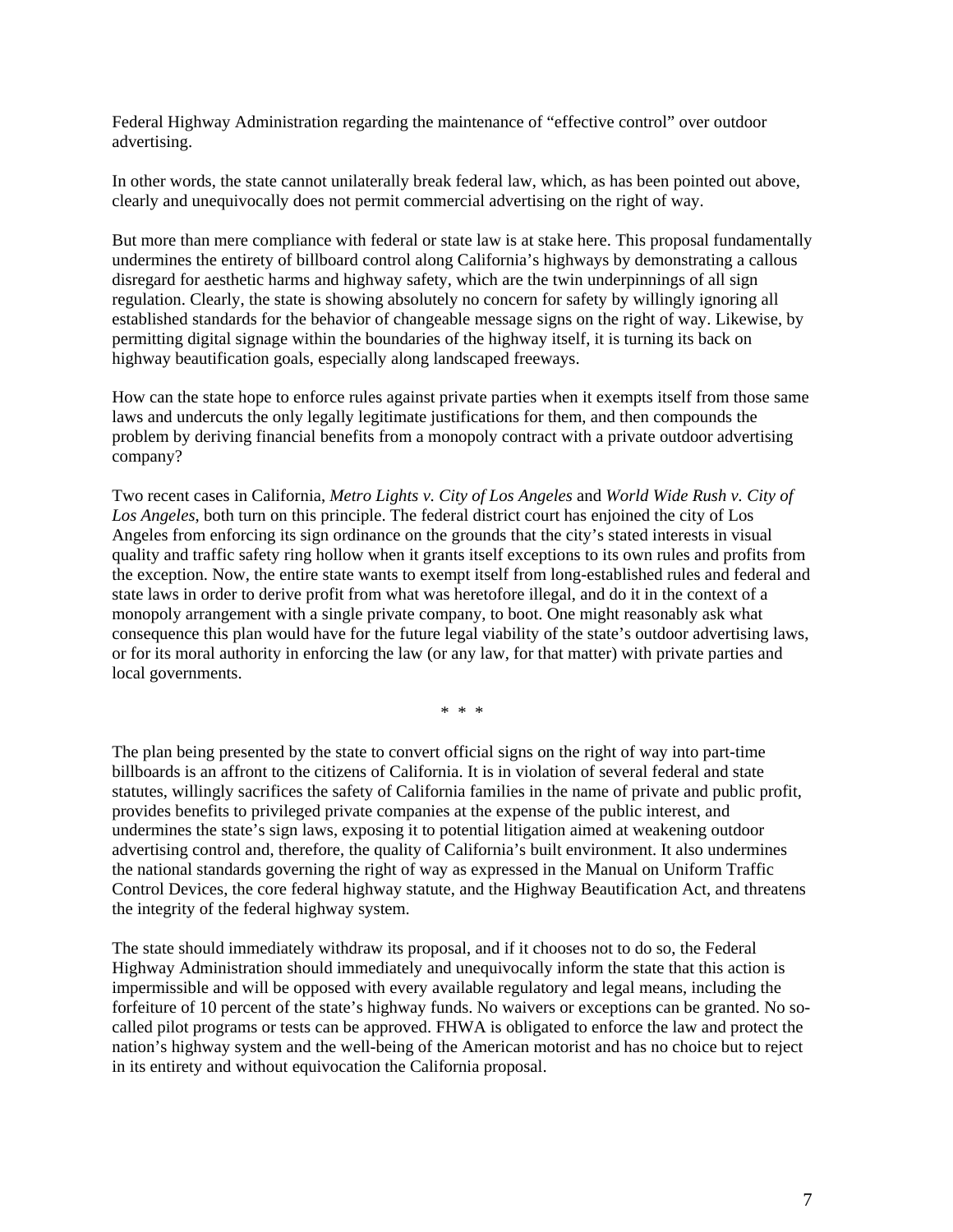Federal Highway Administration regarding the maintenance of "effective control" over outdoor advertising.

In other words, the state cannot unilaterally break federal law, which, as has been pointed out above, clearly and unequivocally does not permit commercial advertising on the right of way.

But more than mere compliance with federal or state law is at stake here. This proposal fundamentally undermines the entirety of billboard control along California's highways by demonstrating a callous disregard for aesthetic harms and highway safety, which are the twin underpinnings of all sign regulation. Clearly, the state is showing absolutely no concern for safety by willingly ignoring all established standards for the behavior of changeable message signs on the right of way. Likewise, by permitting digital signage within the boundaries of the highway itself, it is turning its back on highway beautification goals, especially along landscaped freeways.

How can the state hope to enforce rules against private parties when it exempts itself from those same laws and undercuts the only legally legitimate justifications for them, and then compounds the problem by deriving financial benefits from a monopoly contract with a private outdoor advertising company?

Two recent cases in California, *Metro Lights v. City of Los Angeles* and *World Wide Rush v. City of Los Angeles*, both turn on this principle. The federal district court has enjoined the city of Los Angeles from enforcing its sign ordinance on the grounds that the city's stated interests in visual quality and traffic safety ring hollow when it grants itself exceptions to its own rules and profits from the exception. Now, the entire state wants to exempt itself from long-established rules and federal and state laws in order to derive profit from what was heretofore illegal, and do it in the context of a monopoly arrangement with a single private company, to boot. One might reasonably ask what consequence this plan would have for the future legal viability of the state's outdoor advertising laws, or for its moral authority in enforcing the law (or any law, for that matter) with private parties and local governments.

\* \* \*

The plan being presented by the state to convert official signs on the right of way into part-time billboards is an affront to the citizens of California. It is in violation of several federal and state statutes, willingly sacrifices the safety of California families in the name of private and public profit, provides benefits to privileged private companies at the expense of the public interest, and undermines the state's sign laws, exposing it to potential litigation aimed at weakening outdoor advertising control and, therefore, the quality of California's built environment. It also undermines the national standards governing the right of way as expressed in the Manual on Uniform Traffic Control Devices, the core federal highway statute, and the Highway Beautification Act, and threatens the integrity of the federal highway system.

The state should immediately withdraw its proposal, and if it chooses not to do so, the Federal Highway Administration should immediately and unequivocally inform the state that this action is impermissible and will be opposed with every available regulatory and legal means, including the forfeiture of 10 percent of the state's highway funds. No waivers or exceptions can be granted. No so-called pilot programs or tests can be approved. FHWA is obligated to enforce the law and protect the nation's highway system and the well-being of the American motorist and has no choice but to reject in its entirety and without equivocation the California proposal.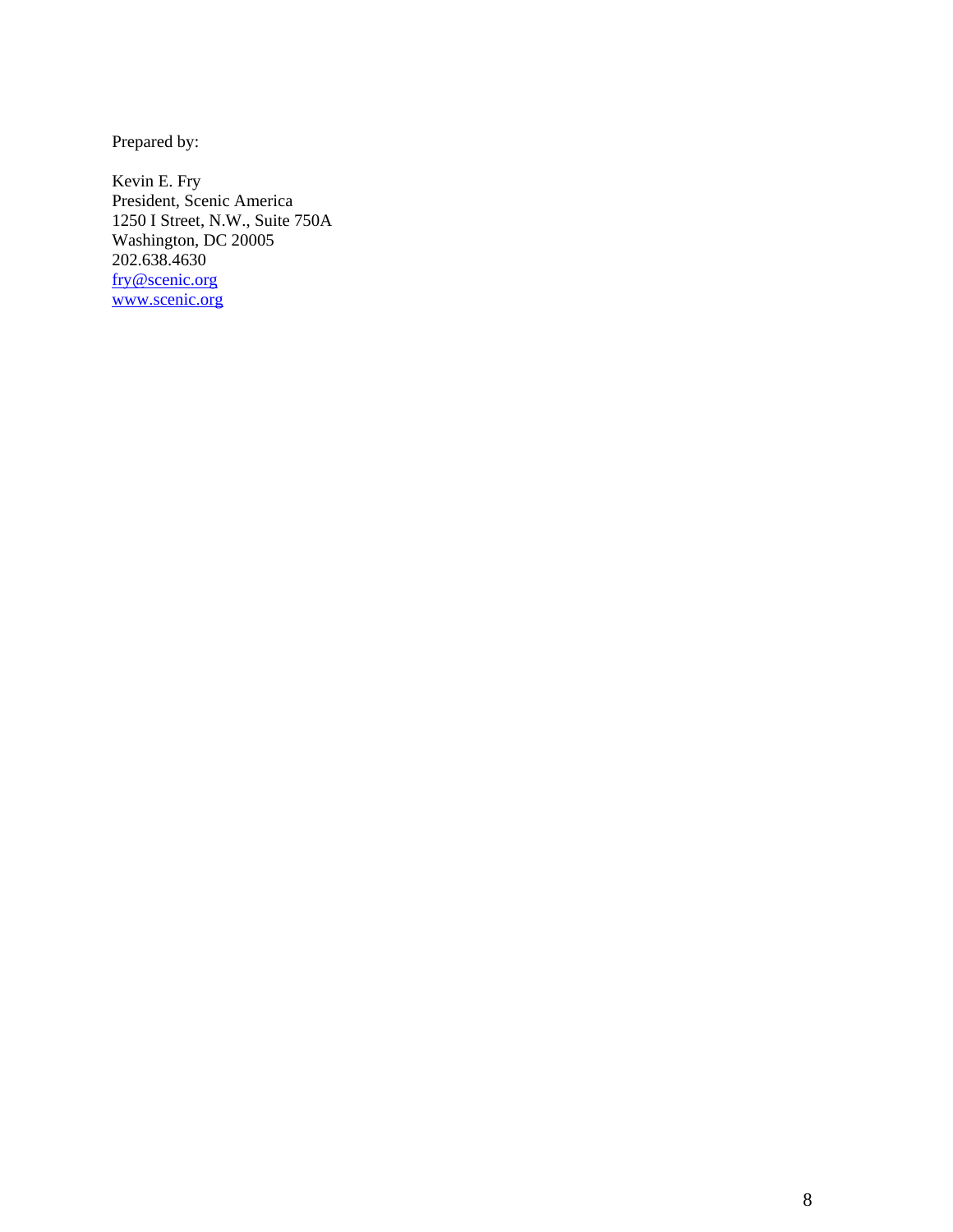Prepared by:

Kevin E. Fry
President, Scenic America
1250 I Street, N.W., Suite 750A
Washington, DC 20005
202.638.4630
fry@scenic.org
www.scenic.org